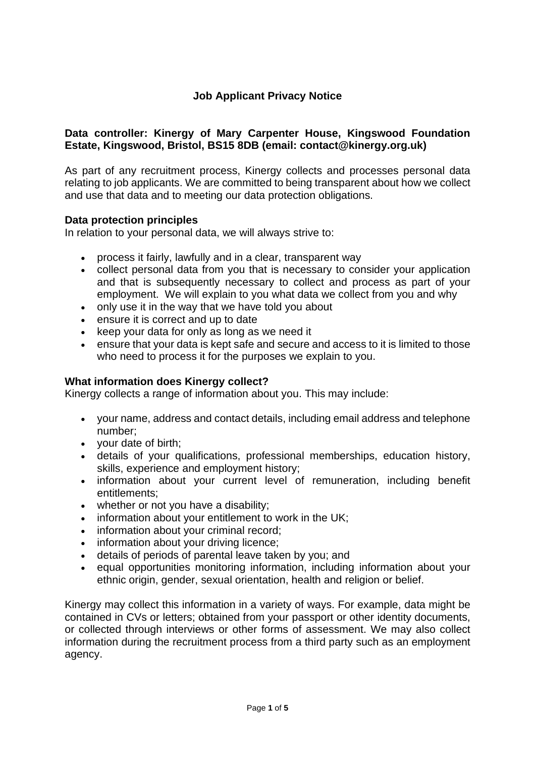# Job Applicant Privacy Notice

**Data controller: Kinergy of Mary Carpenter House, Kingswood Foundation Estate, Kingswood, Bristol, BS15 8DB (email: contact@kinergy.org.uk)**

As part of any recruitment process, Kinergy collects and processes personal data relating to job applicants. We are committed to being transparent about how we collect and use that data and to meeting our data protection obligations.

**Data protection principles**

In relation to your personal data, we will always strive to:

- process it fairly, lawfully and in a clear, transparent way
- collect personal data from you that is necessary to consider your application and that is subsequently necessary to collect and process as part of your employment. We will explain to you what data we collect from you and why
- only use it in the way that we have told you about
- ensure it is correct and up to date
- keep your data for only as long as we need it
- ensure that your data is kept safe and secure and access to it is limited to those who need to process it for the purposes we explain to you.

**What information does Kinergy collect?**

Kinergy collects a range of information about you. This may include:

- your name, address and contact details, including email address and telephone number;
- your date of birth;
- details of your qualifications, professional memberships, education history, skills, experience and employment history;
- information about your current level of remuneration, including benefit entitlements;
- whether or not you have a disability;
- information about your entitlement to work in the UK;
- information about your criminal record;
- information about your driving licence;
- details of periods of parental leave taken by you; and
- equal opportunities monitoring information, including information about your ethnic origin, gender, sexual orientation, health and religion or belief.

Kinergy may collect this information in a variety of ways. For example, data might be contained in CVs or letters; obtained from your passport or other identity documents, or collected through interviews or other forms of assessment. We may also collect information during the recruitment process from a third party such as an employment agency.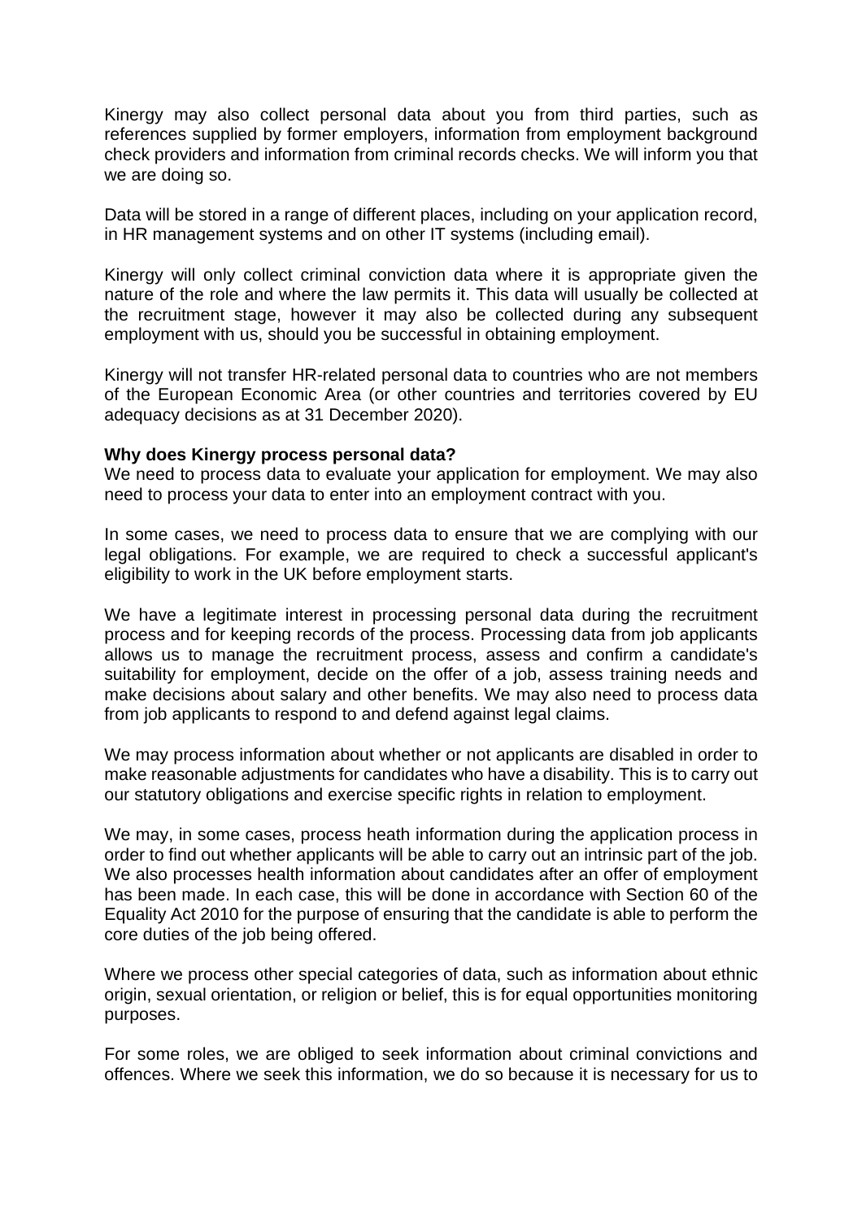Kinergy may also collect personal data about you from third parties, such as references supplied by former employers, information from employment background check providers and information from criminal records checks. We will inform you that we are doing so.

Data will be stored in a range of different places, including on your application record, in HR management systems and on other IT systems (including email).

Kinergy will only collect criminal conviction data where it is appropriate given the nature of the role and where the law permits it. This data will usually be collected at the recruitment stage, however it may also be collected during any subsequent employment with us, should you be successful in obtaining employment.

Kinergy will not transfer HR-related personal data to countries who are not members of the European Economic Area (or other countries and territories covered by EU adequacy decisions as at 31 December 2020).

**Why does Kinergy process personal data?**

We need to process data to evaluate your application for employment. We may also need to process your data to enter into an employment contract with you.

In some cases, we need to process data to ensure that we are complying with our legal obligations. For example, we are required to check a successful applicant's eligibility to work in the UK before employment starts.

We have a legitimate interest in processing personal data during the recruitment process and for keeping records of the process. Processing data from job applicants allows us to manage the recruitment process, assess and confirm a candidate's suitability for employment, decide on the offer of a job, assess training needs and make decisions about salary and other benefits. We may also need to process data from job applicants to respond to and defend against legal claims.

We may process information about whether or not applicants are disabled in order to make reasonable adjustments for candidates who have a disability. This is to carry out our statutory obligations and exercise specific rights in relation to employment.

We may, in some cases, process heath information during the application process in order to find out whether applicants will be able to carry out an intrinsic part of the job. We also processes health information about candidates after an offer of employment has been made. In each case, this will be done in accordance with Section 60 of the Equality Act 2010 for the purpose of ensuring that the candidate is able to perform the core duties of the job being offered.

Where we process other special categories of data, such as information about ethnic origin, sexual orientation, or religion or belief, this is for equal opportunities monitoring purposes.

For some roles, we are obliged to seek information about criminal convictions and offences. Where we seek this information, we do so because it is necessary for us to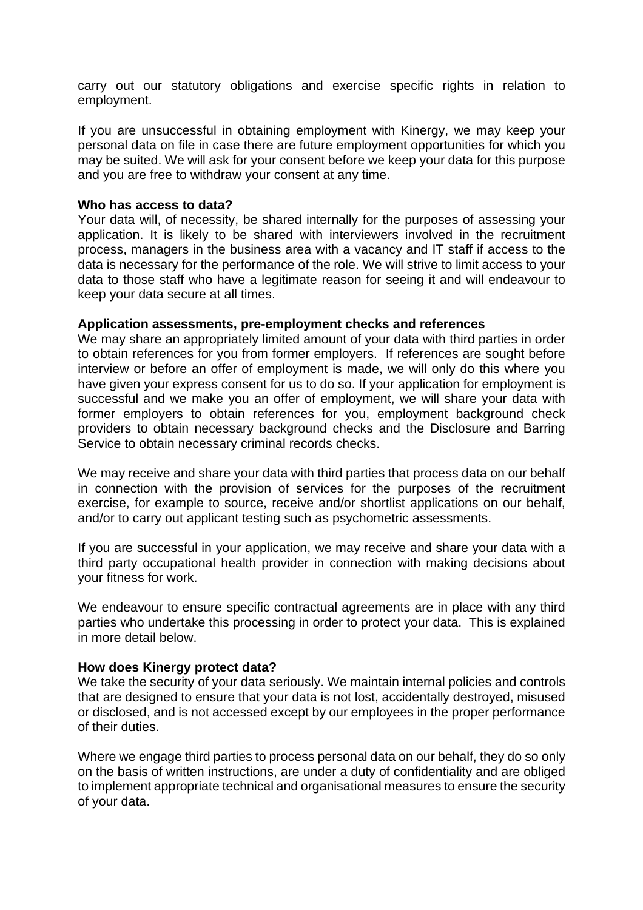carry out our statutory obligations and exercise specific rights in relation to employment.

If you are unsuccessful in obtaining employment with Kinergy, we may keep your personal data on file in case there are future employment opportunities for which you may be suited. We will ask for your consent before we keep your data for this purpose and you are free to withdraw your consent at any time.

**Who has access to data?**
Your data will, of necessity, be shared internally for the purposes of assessing your application. It is likely to be shared with interviewers involved in the recruitment process, managers in the business area with a vacancy and IT staff if access to the data is necessary for the performance of the role. We will strive to limit access to your data to those staff who have a legitimate reason for seeing it and will endeavour to keep your data secure at all times.

**Application assessments, pre-employment checks and references**
We may share an appropriately limited amount of your data with third parties in order to obtain references for you from former employers. If references are sought before interview or before an offer of employment is made, we will only do this where you have given your express consent for us to do so. If your application for employment is successful and we make you an offer of employment, we will share your data with former employers to obtain references for you, employment background check providers to obtain necessary background checks and the Disclosure and Barring Service to obtain necessary criminal records checks.

We may receive and share your data with third parties that process data on our behalf in connection with the provision of services for the purposes of the recruitment exercise, for example to source, receive and/or shortlist applications on our behalf, and/or to carry out applicant testing such as psychometric assessments.

If you are successful in your application, we may receive and share your data with a third party occupational health provider in connection with making decisions about your fitness for work.

We endeavour to ensure specific contractual agreements are in place with any third parties who undertake this processing in order to protect your data. This is explained in more detail below.

**How does Kinergy protect data?**
We take the security of your data seriously. We maintain internal policies and controls that are designed to ensure that your data is not lost, accidentally destroyed, misused or disclosed, and is not accessed except by our employees in the proper performance of their duties.

Where we engage third parties to process personal data on our behalf, they do so only on the basis of written instructions, are under a duty of confidentiality and are obliged to implement appropriate technical and organisational measures to ensure the security of your data.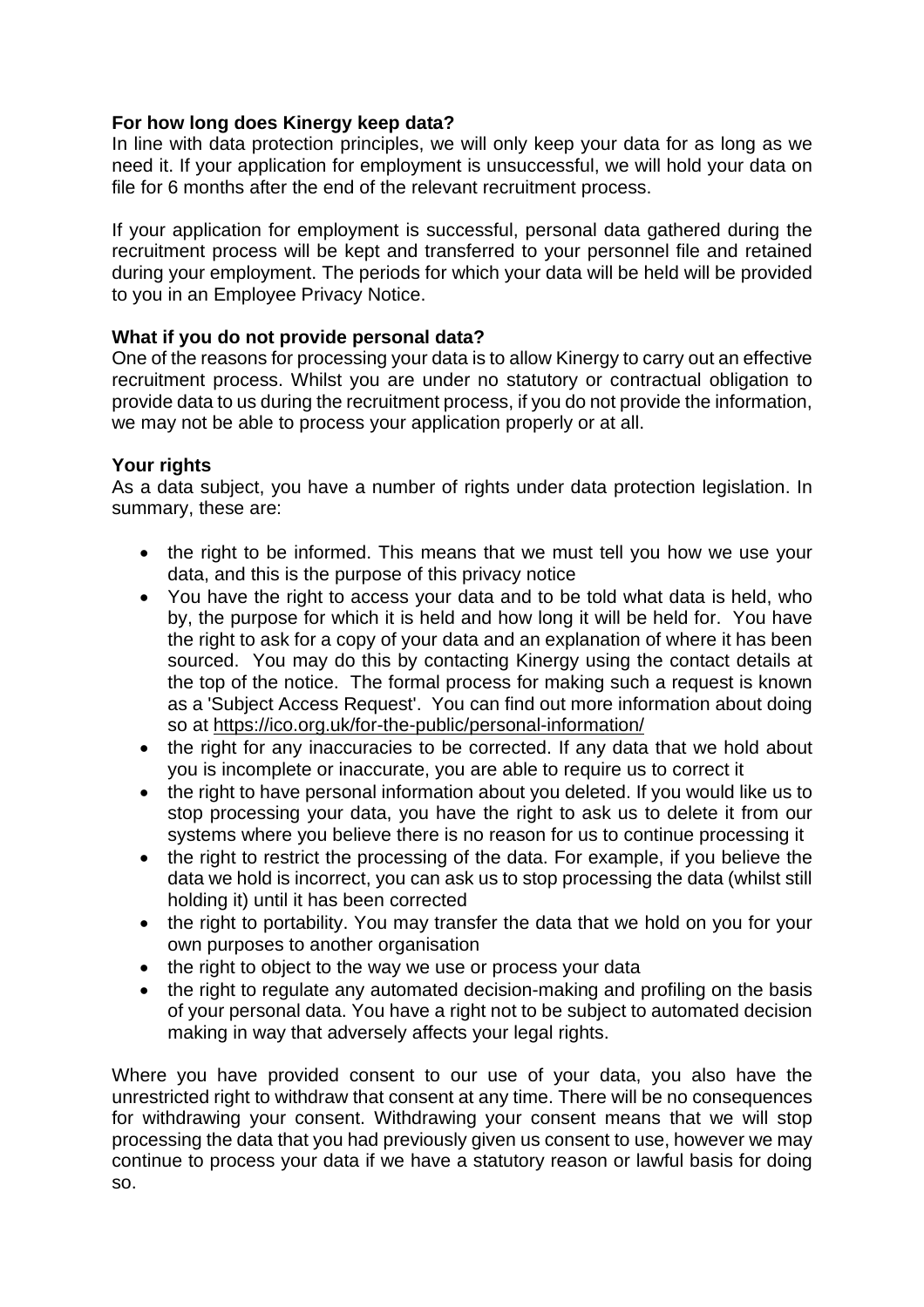**For how long does Kinergy keep data?**

In line with data protection principles, we will only keep your data for as long as we need it. If your application for employment is unsuccessful, we will hold your data on file for 6 months after the end of the relevant recruitment process.

If your application for employment is successful, personal data gathered during the recruitment process will be kept and transferred to your personnel file and retained during your employment. The periods for which your data will be held will be provided to you in an Employee Privacy Notice.

**What if you do not provide personal data?**

One of the reasons for processing your data is to allow Kinergy to carry out an effective recruitment process. Whilst you are under no statutory or contractual obligation to provide data to us during the recruitment process, if you do not provide the information, we may not be able to process your application properly or at all.

**Your rights**

As a data subject, you have a number of rights under data protection legislation. In summary, these are:

- the right to be informed. This means that we must tell you how we use your data, and this is the purpose of this privacy notice
- You have the right to access your data and to be told what data is held, who by, the purpose for which it is held and how long it will be held for. You have the right to ask for a copy of your data and an explanation of where it has been sourced. You may do this by contacting Kinergy using the contact details at the top of the notice. The formal process for making such a request is known as a 'Subject Access Request'. You can find out more information about doing so at https://ico.org.uk/for-the-public/personal-information/
- the right for any inaccuracies to be corrected. If any data that we hold about you is incomplete or inaccurate, you are able to require us to correct it
- the right to have personal information about you deleted. If you would like us to stop processing your data, you have the right to ask us to delete it from our systems where you believe there is no reason for us to continue processing it
- the right to restrict the processing of the data. For example, if you believe the data we hold is incorrect, you can ask us to stop processing the data (whilst still holding it) until it has been corrected
- the right to portability. You may transfer the data that we hold on you for your own purposes to another organisation
- the right to object to the way we use or process your data
- the right to regulate any automated decision-making and profiling on the basis of your personal data. You have a right not to be subject to automated decision making in way that adversely affects your legal rights.

Where you have provided consent to our use of your data, you also have the unrestricted right to withdraw that consent at any time. There will be no consequences for withdrawing your consent. Withdrawing your consent means that we will stop processing the data that you had previously given us consent to use, however we may continue to process your data if we have a statutory reason or lawful basis for doing so.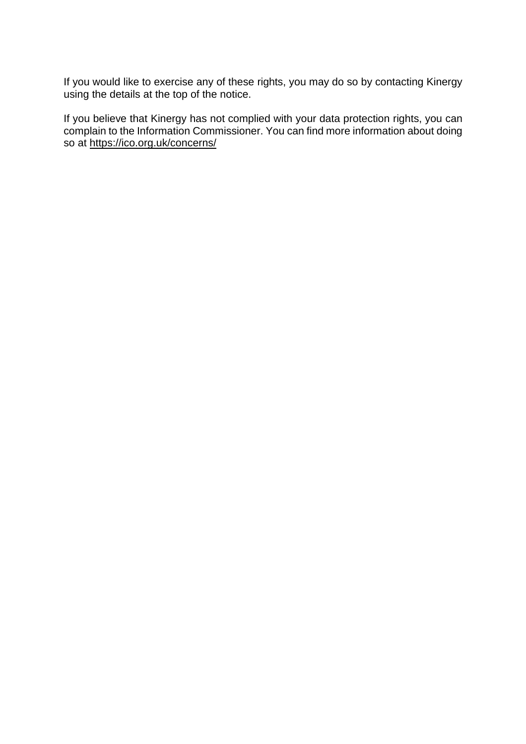If you would like to exercise any of these rights, you may do so by contacting Kinergy using the details at the top of the notice.

If you believe that Kinergy has not complied with your data protection rights, you can complain to the Information Commissioner. You can find more information about doing so at https://ico.org.uk/concerns/